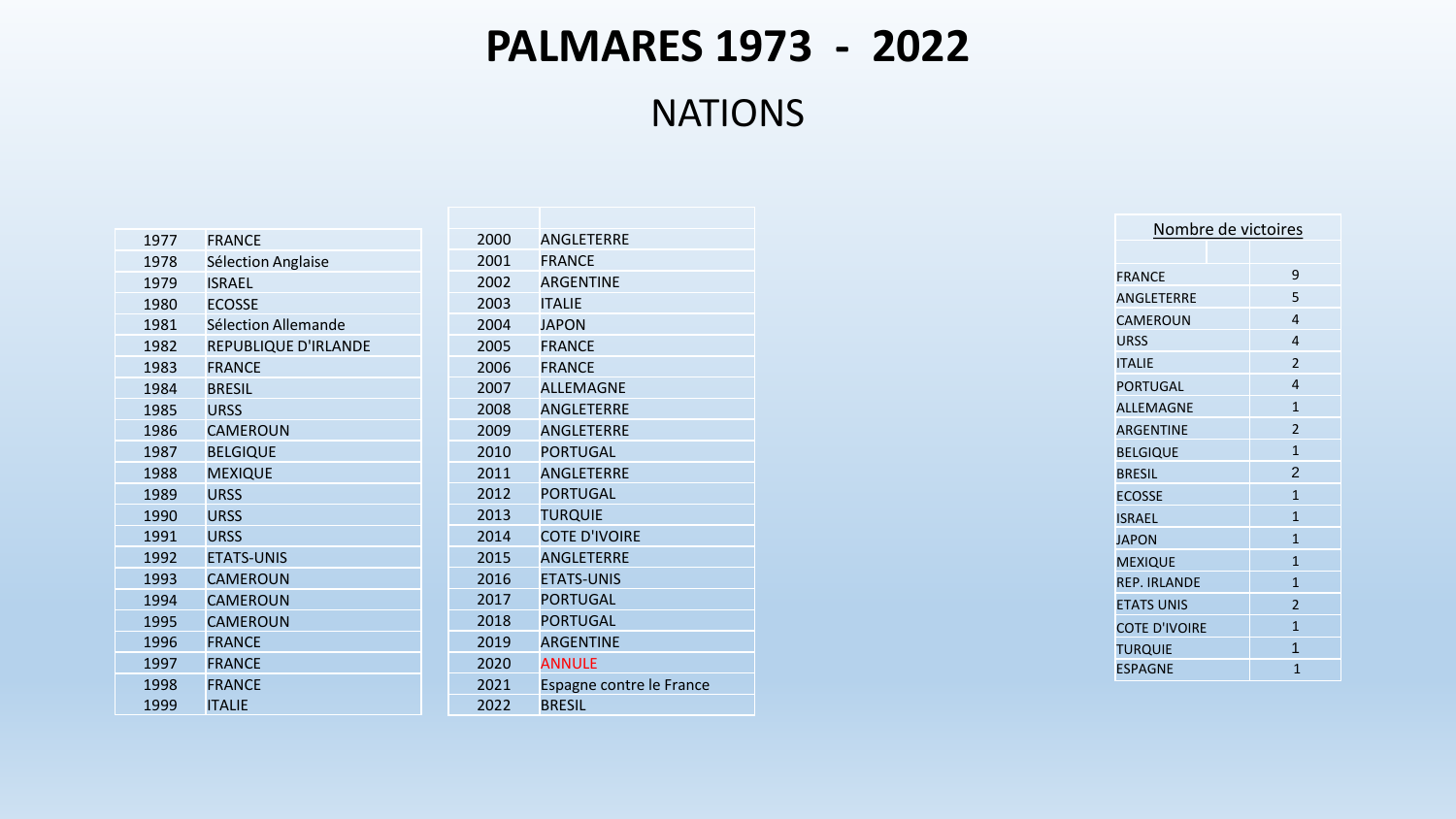# PALMARES 1973 - 2022

## NATIONS

| | |
|---|---|
| 1977 | FRANCE |
| 1978 | Sélection Anglaise |
| 1979 | ISRAEL |
| 1980 | ECOSSE |
| 1981 | Sélection Allemande |
| 1982 | REPUBLIQUE D'IRLANDE |
| 1983 | FRANCE |
| 1984 | BRESIL |
| 1985 | URSS |
| 1986 | CAMEROUN |
| 1987 | BELGIQUE |
| 1988 | MEXIQUE |
| 1989 | URSS |
| 1990 | URSS |
| 1991 | URSS |
| 1992 | ETATS-UNIS |
| 1993 | CAMEROUN |
| 1994 | CAMEROUN |
| 1995 | CAMEROUN |
| 1996 | FRANCE |
| 1997 | FRANCE |
| 1998 | FRANCE |
| 1999 | ITALIE |

| | |
|---|---|
| 2000 | ANGLETERRE |
| 2001 | FRANCE |
| 2002 | ARGENTINE |
| 2003 | ITALIE |
| 2004 | JAPON |
| 2005 | FRANCE |
| 2006 | FRANCE |
| 2007 | ALLEMAGNE |
| 2008 | ANGLETERRE |
| 2009 | ANGLETERRE |
| 2010 | PORTUGAL |
| 2011 | ANGLETERRE |
| 2012 | PORTUGAL |
| 2013 | TURQUIE |
| 2014 | COTE D'IVOIRE |
| 2015 | ANGLETERRE |
| 2016 | ETATS-UNIS |
| 2017 | PORTUGAL |
| 2018 | PORTUGAL |
| 2019 | ARGENTINE |
| 2020 | ANNULE |
| 2021 | Espagne contre le France |
| 2022 | BRESIL |

| Nombre de victoires | |
|---|---|
| FRANCE | 9 |
| ANGLETERRE | 5 |
| CAMEROUN | 4 |
| URSS | 4 |
| ITALIE | 2 |
| PORTUGAL | 4 |
| ALLEMAGNE | 1 |
| ARGENTINE | 2 |
| BELGIQUE | 1 |
| BRESIL | 2 |
| ECOSSE | 1 |
| ISRAEL | 1 |
| JAPON | 1 |
| MEXIQUE | 1 |
| REP. IRLANDE | 1 |
| ETATS UNIS | 2 |
| COTE D'IVOIRE | 1 |
| TURQUIE | 1 |
| ESPAGNE | 1 |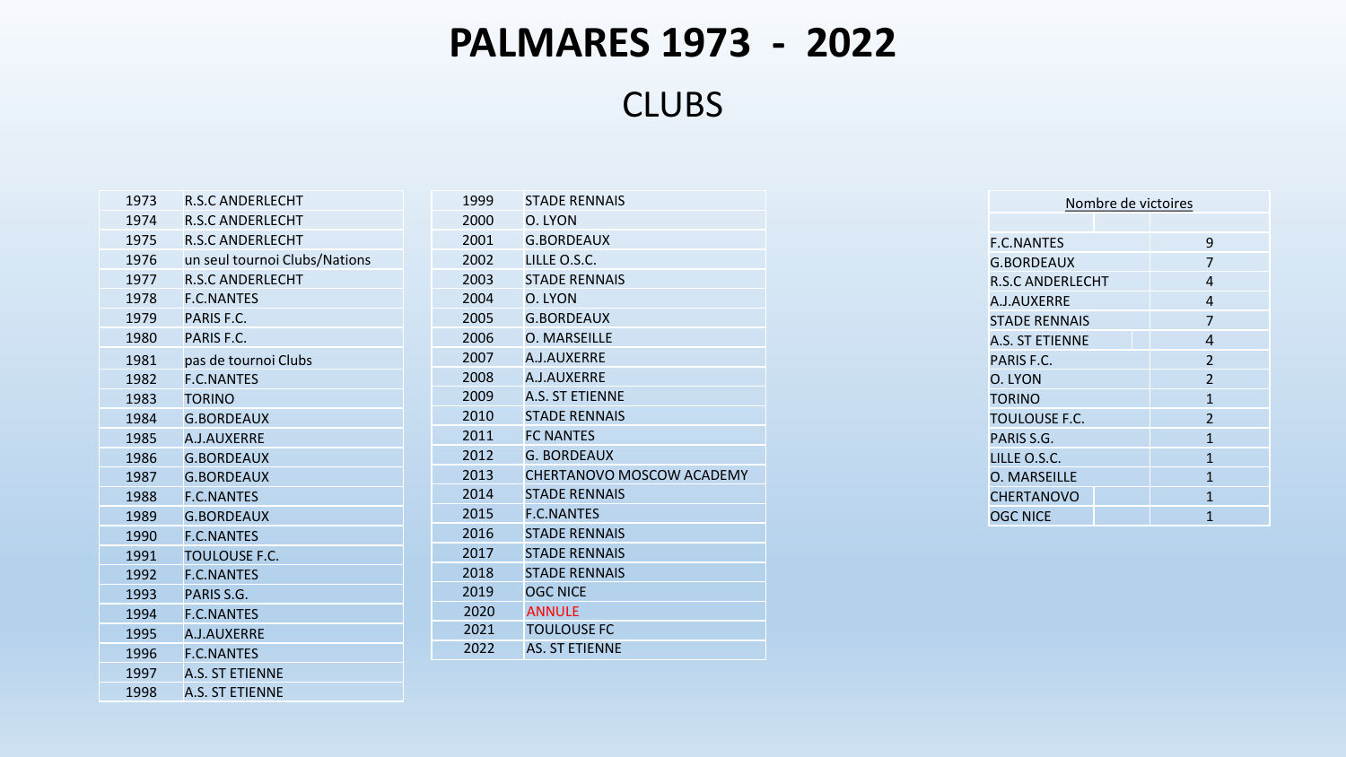# PALMARES 1973 - 2022

## CLUBS

| | |
|---|---|
| 1973 | R.S.C ANDERLECHT |
| 1974 | R.S.C ANDERLECHT |
| 1975 | R.S.C ANDERLECHT |
| 1976 | un seul tournoi Clubs/Nations |
| 1977 | R.S.C ANDERLECHT |
| 1978 | F.C.NANTES |
| 1979 | PARIS F.C. |
| 1980 | PARIS F.C. |
| 1981 | pas de tournoi Clubs |
| 1982 | F.C.NANTES |
| 1983 | TORINO |
| 1984 | G.BORDEAUX |
| 1985 | A.J.AUXERRE |
| 1986 | G.BORDEAUX |
| 1987 | G.BORDEAUX |
| 1988 | F.C.NANTES |
| 1989 | G.BORDEAUX |
| 1990 | F.C.NANTES |
| 1991 | TOULOUSE F.C. |
| 1992 | F.C.NANTES |
| 1993 | PARIS S.G. |
| 1994 | F.C.NANTES |
| 1995 | A.J.AUXERRE |
| 1996 | F.C.NANTES |
| 1997 | A.S. ST ETIENNE |
| 1998 | A.S. ST ETIENNE |
| 1999 | STADE RENNAIS |
| 2000 | O. LYON |
| 2001 | G.BORDEAUX |
| 2002 | LILLE O.S.C. |
| 2003 | STADE RENNAIS |
| 2004 | O. LYON |
| 2005 | G.BORDEAUX |
| 2006 | O. MARSEILLE |
| 2007 | A.J.AUXERRE |
| 2008 | A.J.AUXERRE |
| 2009 | A.S. ST ETIENNE |
| 2010 | STADE RENNAIS |
| 2011 | FC NANTES |
| 2012 | G. BORDEAUX |
| 2013 | CHERTANOVO MOSCOW ACADEMY |
| 2014 | STADE RENNAIS |
| 2015 | F.C.NANTES |
| 2016 | STADE RENNAIS |
| 2017 | STADE RENNAIS |
| 2018 | STADE RENNAIS |
| 2019 | OGC NICE |
| 2020 | ANNULE |
| 2021 | TOULOUSE FC |
| 2022 | AS. ST ETIENNE |

| Nombre de victoires | |
|---|---|
| F.C.NANTES | 9 |
| G.BORDEAUX | 7 |
| R.S.C ANDERLECHT | 4 |
| A.J.AUXERRE | 4 |
| STADE RENNAIS | 7 |
| A.S. ST ETIENNE | 4 |
| PARIS F.C. | 2 |
| O. LYON | 2 |
| TORINO | 1 |
| TOULOUSE F.C. | 2 |
| PARIS S.G. | 1 |
| LILLE O.S.C. | 1 |
| O. MARSEILLE | 1 |
| CHERTANOVO | 1 |
| OGC NICE | 1 |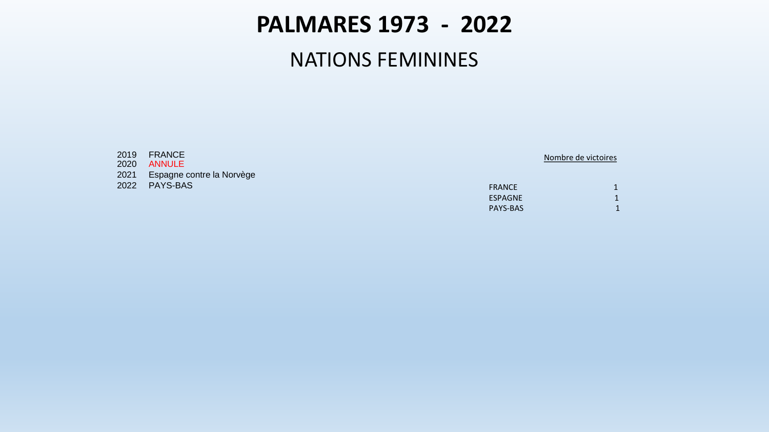# PALMARES 1973 - 2022

## NATIONS FEMININES

| | |
|---|---|
| 2019 | FRANCE |
| 2020 | ANNULE |
| 2021 | Espagne contre la Norvège |
| 2022 | PAYS-BAS |

Nombre de victoires

| | |
|---|---|
| FRANCE | 1 |
| ESPAGNE | 1 |
| PAYS-BAS | 1 |